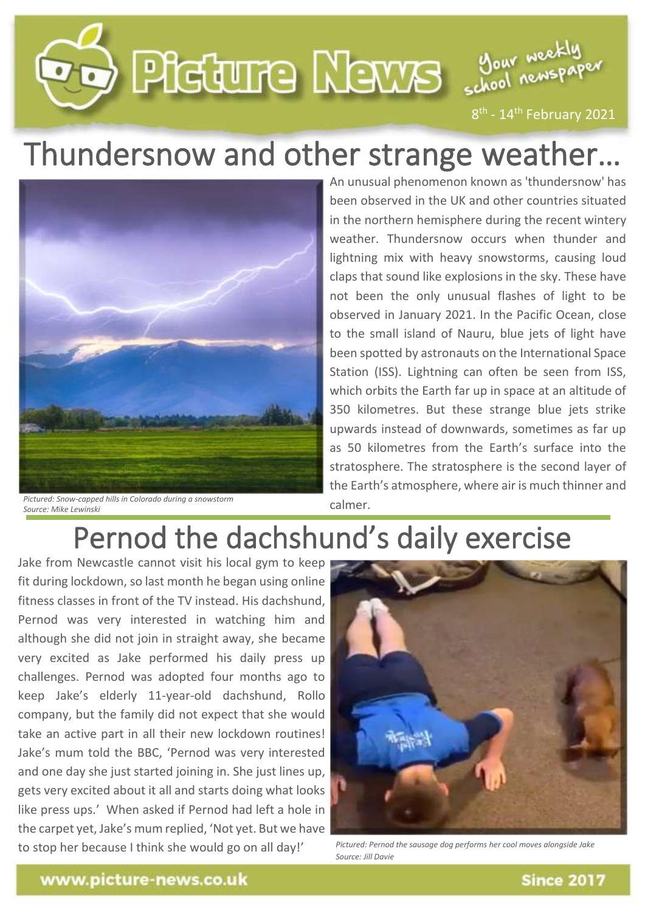# Picture News

Your weekly school newspaper

8th - 14th February 2021

## Thundersnow and other strange weather…

*Pictured: Snow-capped hills in Colorado during a snowstorm*
*Source: Mike Lewinski*

An unusual phenomenon known as 'thundersnow' has been observed in the UK and other countries situated in the northern hemisphere during the recent wintery weather. Thundersnow occurs when thunder and lightning mix with heavy snowstorms, causing loud claps that sound like explosions in the sky. These have not been the only unusual flashes of light to be observed in January 2021. In the Pacific Ocean, close to the small island of Nauru, blue jets of light have been spotted by astronauts on the International Space Station (ISS). Lightning can often be seen from ISS, which orbits the Earth far up in space at an altitude of 350 kilometres. But these strange blue jets strike upwards instead of downwards, sometimes as far up as 50 kilometres from the Earth's surface into the stratosphere. The stratosphere is the second layer of the Earth's atmosphere, where air is much thinner and calmer.

## Pernod the dachshund's daily exercise

Jake from Newcastle cannot visit his local gym to keep fit during lockdown, so last month he began using online fitness classes in front of the TV instead. His dachshund, Pernod was very interested in watching him and although she did not join in straight away, she became very excited as Jake performed his daily press up challenges. Pernod was adopted four months ago to keep Jake's elderly 11-year-old dachshund, Rollo company, but the family did not expect that she would take an active part in all their new lockdown routines! Jake's mum told the BBC, 'Pernod was very interested and one day she just started joining in. She just lines up, gets very excited about it all and starts doing what looks like press ups.' When asked if Pernod had left a hole in the carpet yet, Jake's mum replied, 'Not yet. But we have to stop her because I think she would go on all day!'

*Pictured: Pernod the sausage dog performs her cool moves alongside Jake*
*Source: Jill Davie*

www.picture-news.co.uk

Since 2017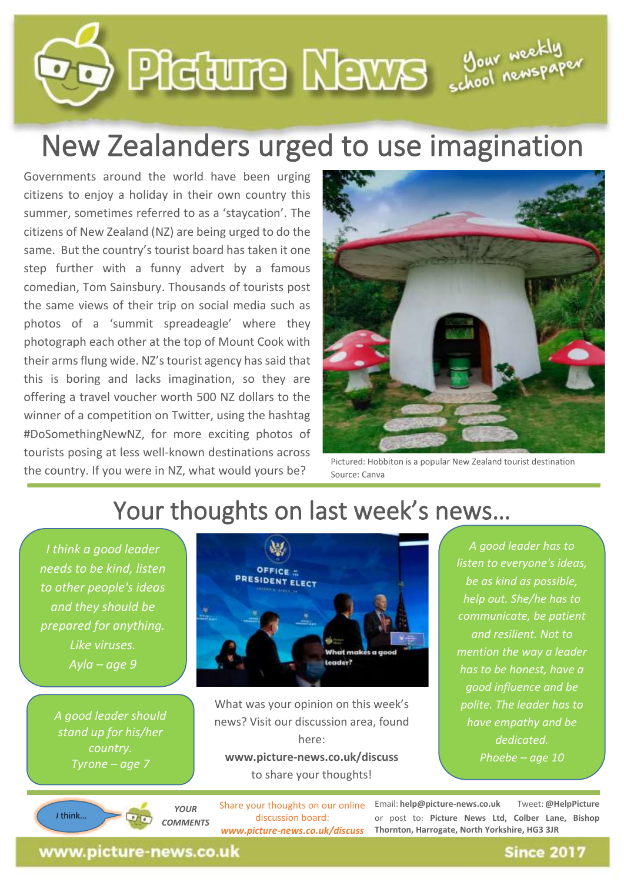# New Zealanders urged to use imagination

Governments around the world have been urging citizens to enjoy a holiday in their own country this summer, sometimes referred to as a 'staycation'. The citizens of New Zealand (NZ) are being urged to do the same. But the country's tourist board has taken it one step further with a funny advert by a famous comedian, Tom Sainsbury. Thousands of tourists post the same views of their trip on social media such as photos of a 'summit spreadeagle' where they photograph each other at the top of Mount Cook with their arms flung wide. NZ's tourist agency has said that this is boring and lacks imagination, so they are offering a travel voucher worth 500 NZ dollars to the winner of a competition on Twitter, using the hashtag #DoSomethingNewNZ, for more exciting photos of tourists posing at less well-known destinations across the country. If you were in NZ, what would yours be?

Pictured: Hobbiton is a popular New Zealand tourist destination
Source: Canva

## Your thoughts on last week's news...

*I think a good leader needs to be kind, listen to other people's ideas and they should be prepared for anything. Like viruses.*
*Ayla – age 9*

*A good leader should stand up for his/her country.*
*Tyrone – age 7*

What was your opinion on this week's news? Visit our discussion area, found here:
**www.picture-news.co.uk/discuss**
to share your thoughts!

*A good leader has to listen to everyone's ideas, be as kind as possible, help out. She/he has to communicate, be patient and resilient. Not to mention the way a leader has to be honest, have a good influence and be polite. The leader has to have empathy and be dedicated.*
*Phoebe – age 10*

I think... *YOUR COMMENTS*

Share your thoughts on our online discussion board: *www.picture-news.co.uk/discuss*

Email: **help@picture-news.co.uk** Tweet: **@HelpPicture**
or post to: **Picture News Ltd, Colber Lane, Bishop Thornton, Harrogate, North Yorkshire, HG3 3JR**